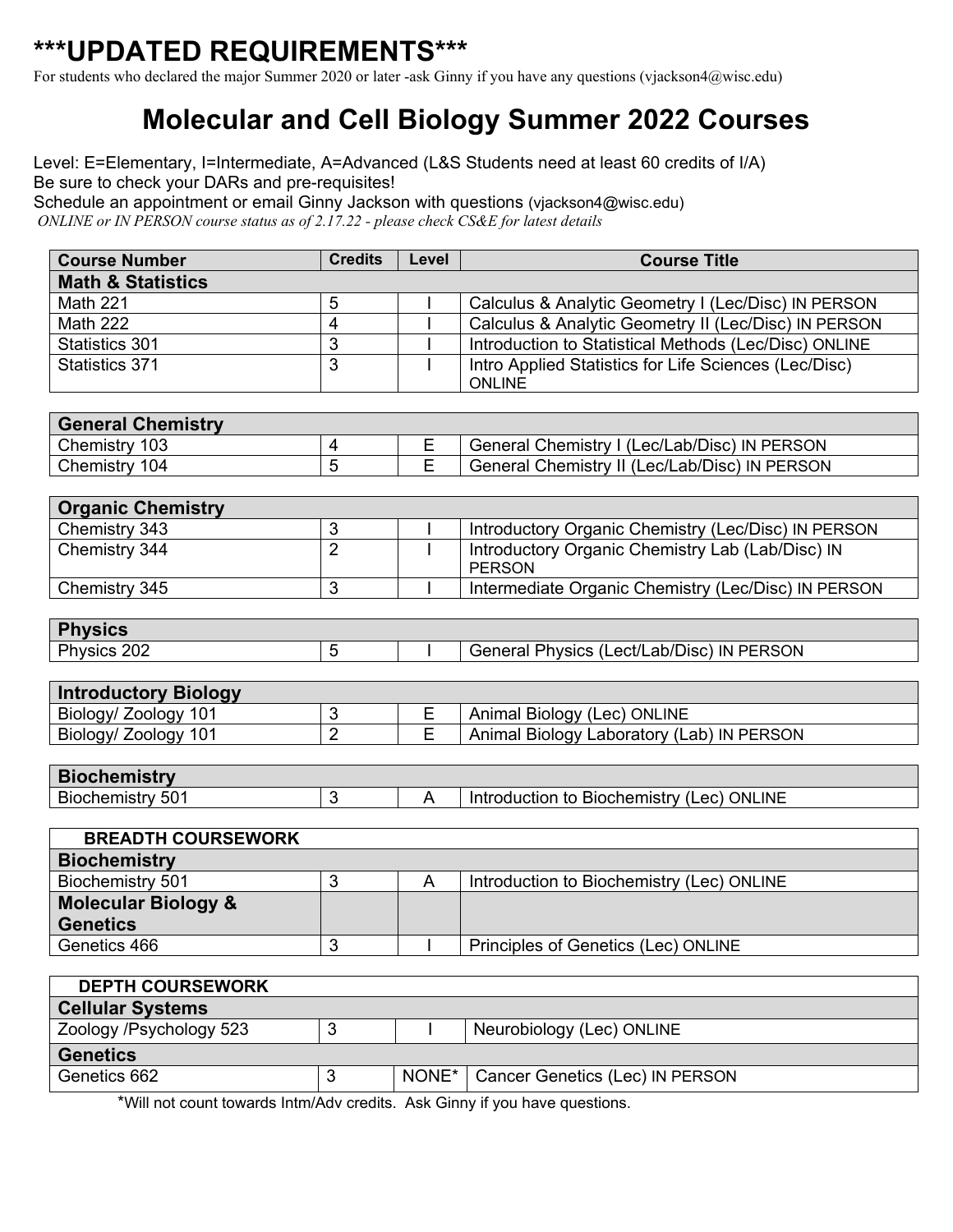# ***UPDATED REQUIREMENTS***

For students who declared the major Summer 2020 or later -ask Ginny if you have any questions (vjackson4@wisc.edu)

## Molecular and Cell Biology Summer 2022 Courses

Level: E=Elementary, I=Intermediate, A=Advanced (L&S Students need at least 60 credits of I/A)
Be sure to check your DARs and pre-requisites!
Schedule an appointment or email Ginny Jackson with questions (vjackson4@wisc.edu)
*ONLINE or IN PERSON course status as of 2.17.22 - please check CS&E for latest details*

| Course Number | Credits | Level | Course Title |
|---|---|---|---|
| **Math & Statistics** | | | |
| Math 221 | 5 | I | Calculus & Analytic Geometry I (Lec/Disc) IN PERSON |
| Math 222 | 4 | I | Calculus & Analytic Geometry II (Lec/Disc) IN PERSON |
| Statistics 301 | 3 | I | Introduction to Statistical Methods (Lec/Disc) ONLINE |
| Statistics 371 | 3 | I | Intro Applied Statistics for Life Sciences (Lec/Disc) ONLINE |

| **General Chemistry** | | | |
|---|---|---|---|
| Chemistry 103 | 4 | E | General Chemistry I (Lec/Lab/Disc) IN PERSON |
| Chemistry 104 | 5 | E | General Chemistry II (Lec/Lab/Disc) IN PERSON |

| **Organic Chemistry** | | | |
|---|---|---|---|
| Chemistry 343 | 3 | I | Introductory Organic Chemistry (Lec/Disc) IN PERSON |
| Chemistry 344 | 2 | I | Introductory Organic Chemistry Lab (Lab/Disc) IN PERSON |
| Chemistry 345 | 3 | I | Intermediate Organic Chemistry (Lec/Disc) IN PERSON |

| **Physics** | | | |
|---|---|---|---|
| Physics 202 | 5 | I | General Physics (Lect/Lab/Disc) IN PERSON |

| **Introductory Biology** | | | |
|---|---|---|---|
| Biology/ Zoology 101 | 3 | E | Animal Biology (Lec) ONLINE |
| Biology/ Zoology 101 | 2 | E | Animal Biology Laboratory (Lab) IN PERSON |

| **Biochemistry** | | | |
|---|---|---|---|
| Biochemistry 501 | 3 | A | Introduction to Biochemistry (Lec) ONLINE |

| **BREADTH COURSEWORK** | | | |
|---|---|---|---|
| **Biochemistry** | | | |
| Biochemistry 501 | 3 | A | Introduction to Biochemistry (Lec) ONLINE |
| **Molecular Biology & Genetics** | | | |
| Genetics 466 | 3 | I | Principles of Genetics (Lec) ONLINE |

| **DEPTH COURSEWORK** | | | |
|---|---|---|---|
| **Cellular Systems** | | | |
| Zoology /Psychology 523 | 3 | I | Neurobiology (Lec) ONLINE |
| **Genetics** | | | |
| Genetics 662 | 3 | NONE* | Cancer Genetics (Lec) IN PERSON |

*Will not count towards Intm/Adv credits. Ask Ginny if you have questions.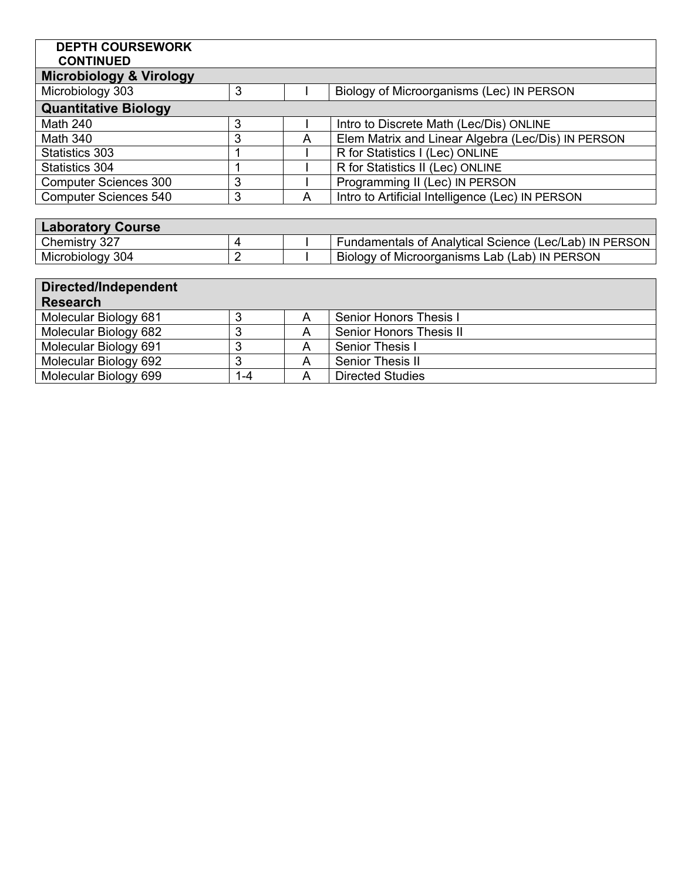| DEPTH COURSEWORK CONTINUED | | | |
|---|---|---|---|
| **Microbiology & Virology** | | | |
| Microbiology 303 | 3 | I | Biology of Microorganisms (Lec) IN PERSON |
| **Quantitative Biology** | | | |
| Math 240 | 3 | I | Intro to Discrete Math (Lec/Dis) ONLINE |
| Math 340 | 3 | A | Elem Matrix and Linear Algebra (Lec/Dis) IN PERSON |
| Statistics 303 | 1 | I | R for Statistics I (Lec) ONLINE |
| Statistics 304 | 1 | I | R for Statistics II (Lec) ONLINE |
| Computer Sciences 300 | 3 | I | Programming II (Lec) IN PERSON |
| Computer Sciences 540 | 3 | A | Intro to Artificial Intelligence (Lec) IN PERSON |

| Laboratory Course | | | |
|---|---|---|---|
| Chemistry 327 | 4 | I | Fundamentals of Analytical Science (Lec/Lab) IN PERSON |
| Microbiology 304 | 2 | I | Biology of Microorganisms Lab (Lab) IN PERSON |

| Directed/Independent Research | | | |
|---|---|---|---|
| Molecular Biology 681 | 3 | A | Senior Honors Thesis I |
| Molecular Biology 682 | 3 | A | Senior Honors Thesis II |
| Molecular Biology 691 | 3 | A | Senior Thesis I |
| Molecular Biology 692 | 3 | A | Senior Thesis II |
| Molecular Biology 699 | 1-4 | A | Directed Studies |